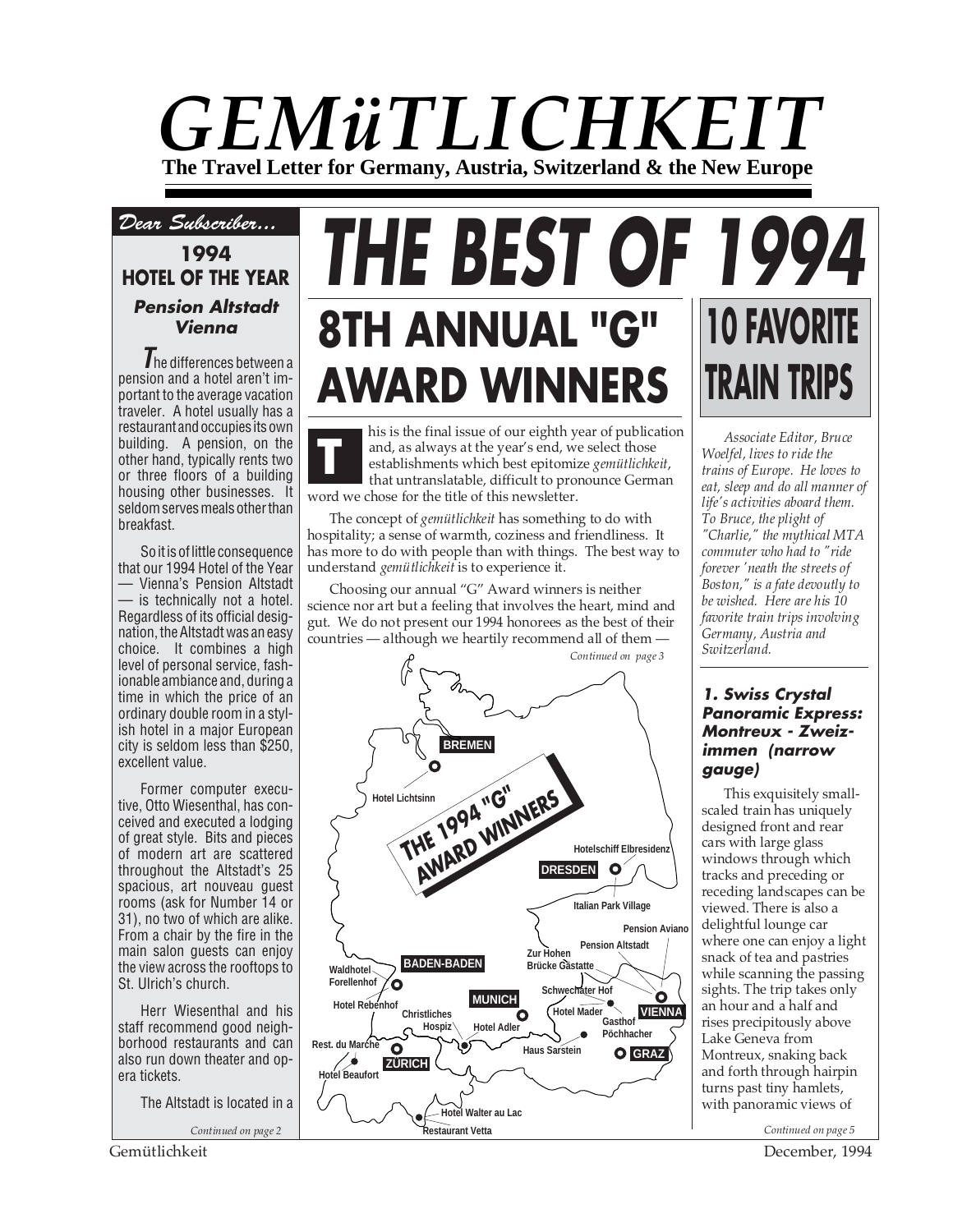# GEMüTLICHKEIT

**The Travel Letter for Germany, Austria, Switzerland & the New Europe**

# THE BEST OF 1994

## 8TH ANNUAL "G" AWARD WINNERS

This is the final issue of our eighth year of publication and, as always at the year's end, we select those establishments which best epitomize *gemütlichkeit*, that untranslatable, difficult to pronounce German word we chose for the title of this newsletter.

The concept of *gemütlichkeit* has something to do with hospitality; a sense of warmth, coziness and friendliness. It has more to do with people than with things. The best way to understand *gemütlichkeit* is to experience it.

Choosing our annual "G" Award winners is neither science nor art but a feeling that involves the heart, mind and gut. We do not present our 1994 honorees as the best of their countries — although we heartily recommend all of them —

*Continued on page 3*

THE 1994 "G" AWARD WINNERS

BREMEN: Hotel Lichtsinn
DRESDEN: Hotelschiff Elbresidenz, Italian Park Village
VIENNA: Pension Aviano, Pension Altstadt, Zur Hohen Brücke Gastatte, Schwechater Hof, Hotel Mader, Gasthof Pöchhacher
GRAZ
BADEN-BADEN: Waldhotel Forellenhof, Hotel Rebenhof
MUNICH: Christliches Hospiz, Hotel Adler, Haus Sarstein
ZÜRICH: Rest. du Marche, Hotel Beaufort
Hotel Walter au Lac, Restaurant Vetta

## Dear Subscriber...

### 1994 HOTEL OF THE YEAR

#### *Pension Altstadt Vienna*

The differences between a pension and a hotel aren't important to the average vacation traveler. A hotel usually has a restaurant and occupies its own building. A pension, on the other hand, typically rents two or three floors of a building housing other businesses. It seldom serves meals other than breakfast.

So it is of little consequence that our 1994 Hotel of the Year — Vienna's Pension Altstadt — is technically not a hotel. Regardless of its official designation, the Altstadt was an easy choice. It combines a high level of personal service, fashionable ambiance and, during a time in which the price of an ordinary double room in a stylish hotel in a major European city is seldom less than $250, excellent value.

Former computer executive, Otto Wiesenthal, has conceived and executed a lodging of great style. Bits and pieces of modern art are scattered throughout the Altstadt's 25 spacious, art nouveau guest rooms (ask for Number 14 or 31), no two of which are alike. From a chair by the fire in the main salon guests can enjoy the view across the rooftops to St. Ulrich's church.

Herr Wiesenthal and his staff recommend good neighborhood restaurants and can also run down theater and opera tickets.

The Altstadt is located in a

*Continued on page 2*

## 10 FAVORITE TRAIN TRIPS

*Associate Editor, Bruce Woelfel, lives to ride the trains of Europe. He loves to eat, sleep and do all manner of life's activities aboard them. To Bruce, the plight of "Charlie," the mythical MTA commuter who had to "ride forever 'neath the streets of Boston," is a fate devoutly to be wished. Here are his 10 favorite train trips involving Germany, Austria and Switzerland.*

### *1. Swiss Crystal Panoramic Express: Montreux - Zweizimmen (narrow gauge)*

This exquisitely small-scaled train has uniquely designed front and rear cars with large glass windows through which tracks and preceding or receding landscapes can be viewed. There is also a delightful lounge car where one can enjoy a light snack of tea and pastries while scanning the passing sights. The trip takes only an hour and a half and rises precipitously above Lake Geneva from Montreux, snaking back and forth through hairpin turns past tiny hamlets, with panoramic views of

*Continued on page 5*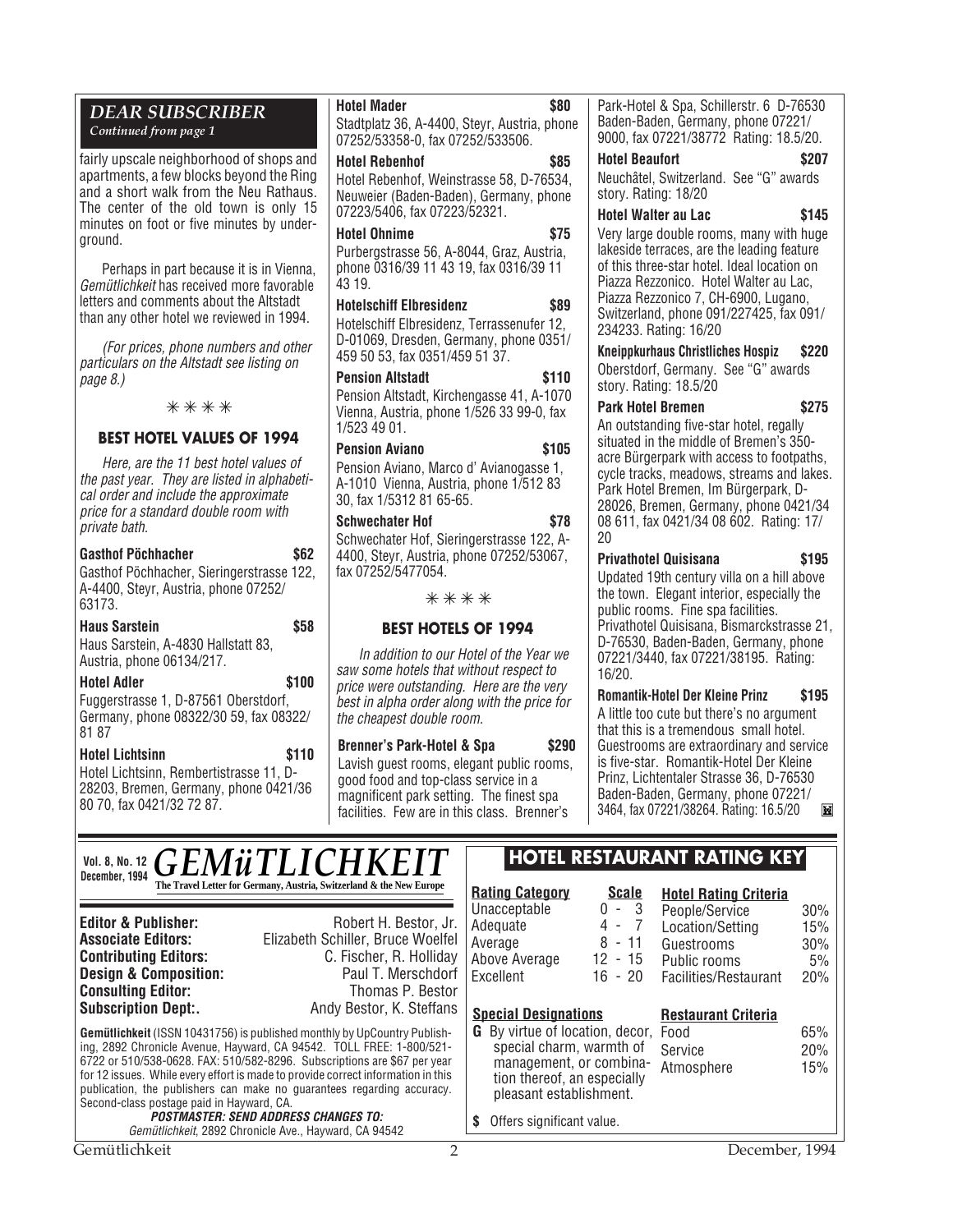## DEAR SUBSCRIBER

*Continued from page 1*

fairly upscale neighborhood of shops and apartments, a few blocks beyond the Ring and a short walk from the Neu Rathaus. The center of the old town is only 15 minutes on foot or five minutes by underground.

Perhaps in part because it is in Vienna, *Gemütlichkeit* has received more favorable letters and comments about the Altstadt than any other hotel we reviewed in 1994.

*(For prices, phone numbers and other particulars on the Altstadt see listing on page 8.)*

✳✳✳✳

### BEST HOTEL VALUES OF 1994

*Here, are the 11 best hotel values of the past year. They are listed in alphabetical order and include the approximate price for a standard double room with private bath.*

**Gasthof Pöchhacher $62**
Gasthof Pöchhacher, Sieringerstrasse 122, A-4400, Steyr, Austria, phone 07252/63173.

**Haus Sarstein $58**
Haus Sarstein, A-4830 Hallstatt 83, Austria, phone 06134/217.

**Hotel Adler $100**
Fuggerstrasse 1, D-87561 Oberstdorf, Germany, phone 08322/30 59, fax 08322/81 87

**Hotel Lichtsinn $110**
Hotel Lichtsinn, Rembertistrasse 11, D-28203, Bremen, Germany, phone 0421/36 80 70, fax 0421/32 72 87.

**Hotel Mader $80**
Stadtplatz 36, A-4400, Steyr, Austria, phone 07252/53358-0, fax 07252/533506.

**Hotel Rebenhof $85**
Hotel Rebenhof, Weinstrasse 58, D-76534, Neuweier (Baden-Baden), Germany, phone 07223/5406, fax 07223/52321.

**Hotel Ohnime $75**
Purbergstrasse 56, A-8044, Graz, Austria, phone 0316/39 11 43 19, fax 0316/39 11 43 19.

**Hotelschiff Elbresidenz $89**
Hotelschiff Elbresidenz, Terrassenufer 12, D-01069, Dresden, Germany, phone 0351/459 50 53, fax 0351/459 51 37.

**Pension Altstadt $110**
Pension Altstadt, Kirchengasse 41, A-1070 Vienna, Austria, phone 1/526 33 99-0, fax 1/523 49 01.

**Pension Aviano $105**
Pension Aviano, Marco d' Avianogasse 1, A-1010 Vienna, Austria, phone 1/512 83 30, fax 1/5312 81 65-65.

**Schwechater Hof $78**
Schwechater Hof, Sieringerstrasse 122, A-4400, Steyr, Austria, phone 07252/53067, fax 07252/5477054.

✳✳✳✳

### BEST HOTELS OF 1994

*In addition to our Hotel of the Year we saw some hotels that without respect to price were outstanding. Here are the very best in alpha order along with the price for the cheapest double room.*

**Brenner's Park-Hotel & Spa $290**
Lavish guest rooms, elegant public rooms, good food and top-class service in a magnificent park setting. The finest spa facilities. Few are in this class. Brenner's Park-Hotel & Spa, Schillerstr. 6 D-76530 Baden-Baden, Germany, phone 07221/9000, fax 07221/38772 Rating: 18.5/20.

**Hotel Beaufort $207**
Neuchâtel, Switzerland. See "G" awards story. Rating: 18/20

**Hotel Walter au Lac $145**
Very large double rooms, many with huge lakeside terraces, are the leading feature of this three-star hotel. Ideal location on Piazza Rezzonico. Hotel Walter au Lac, Piazza Rezzonico 7, CH-6900, Lugano, Switzerland, phone 091/227425, fax 091/234233. Rating: 16/20

**Kneippkurhaus Christliches Hospiz $220**
Oberstdorf, Germany. See "G" awards story. Rating: 18.5/20

**Park Hotel Bremen $275**
An outstanding five-star hotel, regally situated in the middle of Bremen's 350-acre Bürgerpark with access to footpaths, cycle tracks, meadows, streams and lakes. Park Hotel Bremen, Im Bürgerpark, D-28026, Bremen, Germany, phone 0421/34 08 611, fax 0421/34 08 602. Rating: 17/20

**Privathotel Quisisana $195**
Updated 19th century villa on a hill above the town. Elegant interior, especially the public rooms. Fine spa facilities. Privathotel Quisisana, Bismarckstrasse 21, D-76530, Baden-Baden, Germany, phone 07221/3440, fax 07221/38195. Rating: 16/20.

**Romantik-Hotel Der Kleine Prinz $195**
A little too cute but there's no argument that this is a tremendous small hotel. Guestrooms are extraordinary and service is five-star. Romantik-Hotel Der Kleine Prinz, Lichtentaler Strasse 36, D-76530 Baden-Baden, Germany, phone 07221/3464, fax 07221/38264. Rating: 16.5/20

---

**Vol. 8, No. 12, December, 1994**

# GEMüTLICHKEIT

**The Travel Letter for Germany, Austria, Switzerland & the New Europe**

| | |
|---|---|
| **Editor & Publisher:** | Robert H. Bestor, Jr. |
| **Associate Editors:** | Elizabeth Schiller, Bruce Woelfel |
| **Contributing Editors:** | C. Fischer, R. Holliday |
| **Design & Composition:** | Paul T. Merschdorf |
| **Consulting Editor:** | Thomas P. Bestor |
| **Subscription Dept:.** | Andy Bestor, K. Steffans |

**Gemütlichkeit** (ISSN 10431756) is published monthly by UpCountry Publishing, 2892 Chronicle Avenue, Hayward, CA 94542. TOLL FREE: 1-800/521-6722 or 510/538-0628. FAX: 510/582-8296. Subscriptions are $67 per year for 12 issues. While every effort is made to provide correct information in this publication, the publishers can make no guarantees regarding accuracy. Second-class postage paid in Hayward, CA.

***POSTMASTER: SEND ADDRESS CHANGES TO:***
*Gemütlichkeit*, 2892 Chronicle Ave., Hayward, CA 94542

## HOTEL RESTAURANT RATING KEY

| Rating Category | Scale |
|---|---|
| Unacceptable | 0 - 3 |
| Adequate | 4 - 7 |
| Average | 8 - 11 |
| Above Average | 12 - 15 |
| Excellent | 16 - 20 |

| Hotel Rating Criteria | |
|---|---|
| People/Service | 30% |
| Location/Setting | 15% |
| Guestrooms | 30% |
| Public rooms | 5% |
| Facilities/Restaurant | 20% |

| Restaurant Criteria | |
|---|---|
| Food | 65% |
| Service | 20% |
| Atmosphere | 15% |

**Special Designations**

- **G** By virtue of location, decor, special charm, warmth of management, or combination thereof, an especially pleasant establishment.
- **$** Offers significant value.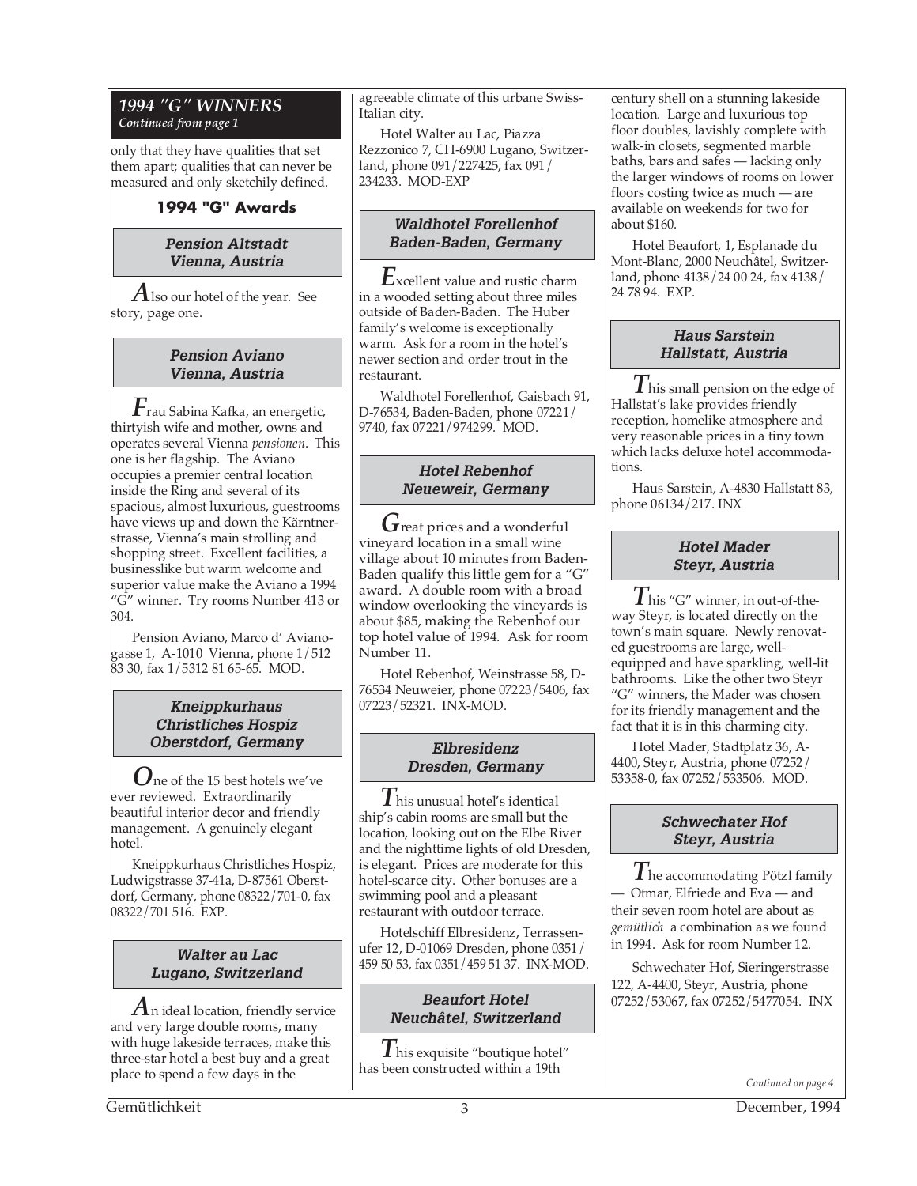## 1994 "G" WINNERS

*Continued from page 1*

only that they have qualities that set them apart; qualities that can never be measured and only sketchily defined.

### 1994 "G" Awards

#### Pension Altstadt Vienna, Austria

Also our hotel of the year. See story, page one.

#### Pension Aviano Vienna, Austria

Frau Sabina Kafka, an energetic, thirtyish wife and mother, owns and operates several Vienna *pensionen*. This one is her flagship. The Aviano occupies a premier central location inside the Ring and several of its spacious, almost luxurious, guestrooms have views up and down the Kärntnerstrasse, Vienna's main strolling and shopping street. Excellent facilities, a businesslike but warm welcome and superior value make the Aviano a 1994 "G" winner. Try rooms Number 413 or 304.

Pension Aviano, Marco d' Avianogasse 1, A-1010 Vienna, phone 1/512 83 30, fax 1/5312 81 65-65. MOD.

#### Kneippkurhaus Christliches Hospiz Oberstdorf, Germany

One of the 15 best hotels we've ever reviewed. Extraordinarily beautiful interior decor and friendly management. A genuinely elegant hotel.

Kneippkurhaus Christliches Hospiz, Ludwigstrasse 37-41a, D-87561 Oberstdorf, Germany, phone 08322/701-0, fax 08322/701 516. EXP.

#### Walter au Lac Lugano, Switzerland

An ideal location, friendly service and very large double rooms, many with huge lakeside terraces, make this three-star hotel a best buy and a great place to spend a few days in the agreeable climate of this urbane Swiss-Italian city.

Hotel Walter au Lac, Piazza Rezzonico 7, CH-6900 Lugano, Switzerland, phone 091/227425, fax 091/234233. MOD-EXP

#### Waldhotel Forellenhof Baden-Baden, Germany

Excellent value and rustic charm in a wooded setting about three miles outside of Baden-Baden. The Huber family's welcome is exceptionally warm. Ask for a room in the hotel's newer section and order trout in the restaurant.

Waldhotel Forellenhof, Gaisbach 91, D-76534, Baden-Baden, phone 07221/9740, fax 07221/974299. MOD.

#### Hotel Rebenhof Neueweir, Germany

Great prices and a wonderful vineyard location in a small wine village about 10 minutes from Baden-Baden qualify this little gem for a "G" award. A double room with a broad window overlooking the vineyards is about $85, making the Rebenhof our top hotel value of 1994. Ask for room Number 11.

Hotel Rebenhof, Weinstrasse 58, D-76534 Neuweier, phone 07223/5406, fax 07223/52321. INX-MOD.

#### Elbresidenz Dresden, Germany

This unusual hotel's identical ship's cabin rooms are small but the location, looking out on the Elbe River and the nighttime lights of old Dresden, is elegant. Prices are moderate for this hotel-scarce city. Other bonuses are a swimming pool and a pleasant restaurant with outdoor terrace.

Hotelschiff Elbresidenz, Terrassenufer 12, D-01069 Dresden, phone 0351/459 50 53, fax 0351/459 51 37. INX-MOD.

#### Beaufort Hotel Neuchâtel, Switzerland

This exquisite "boutique hotel" has been constructed within a 19th century shell on a stunning lakeside location. Large and luxurious top floor doubles, lavishly complete with walk-in closets, segmented marble baths, bars and safes — lacking only the larger windows of rooms on lower floors costing twice as much — are available on weekends for two for about $160.

Hotel Beaufort, 1, Esplanade du Mont-Blanc, 2000 Neuchâtel, Switzerland, phone 4138/24 00 24, fax 4138/24 78 94. EXP.

#### Haus Sarstein Hallstatt, Austria

This small pension on the edge of Hallstat's lake provides friendly reception, homelike atmosphere and very reasonable prices in a tiny town which lacks deluxe hotel accommodations.

Haus Sarstein, A-4830 Hallstatt 83, phone 06134/217. INX

#### Hotel Mader Steyr, Austria

This "G" winner, in out-of-the-way Steyr, is located directly on the town's main square. Newly renovated guestrooms are large, well-equipped and have sparkling, well-lit bathrooms. Like the other two Steyr "G" winners, the Mader was chosen for its friendly management and the fact that it is in this charming city.

Hotel Mader, Stadtplatz 36, A-4400, Steyr, Austria, phone 07252/53358-0, fax 07252/533506. MOD.

#### Schwechater Hof Steyr, Austria

The accommodating Pötzl family — Otmar, Elfriede and Eva — and their seven room hotel are about as *gemütlich* a combination as we found in 1994. Ask for room Number 12.

Schwechater Hof, Sieringerstrasse 122, A-4400, Steyr, Austria, phone 07252/53067, fax 07252/5477054. INX

*Continued on page 4*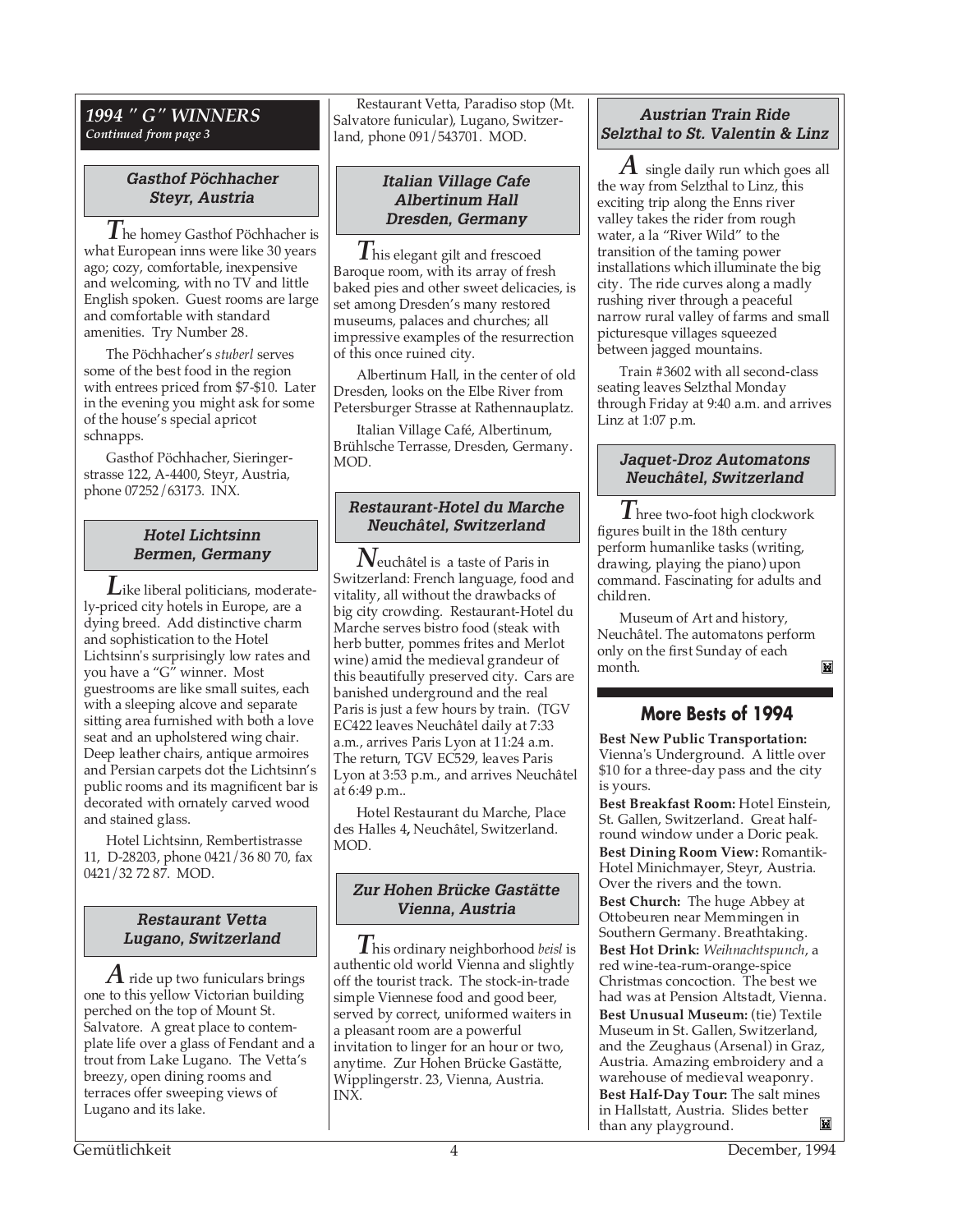## 1994 " G" WINNERS

*Continued from page 3*

### Gasthof Pöchhacher Steyr, Austria

The homey Gasthof Pöchhacher is what European inns were like 30 years ago; cozy, comfortable, inexpensive and welcoming, with no TV and little English spoken. Guest rooms are large and comfortable with standard amenities. Try Number 28.

The Pöchhacher's *stuberl* serves some of the best food in the region with entrees priced from $7-$10. Later in the evening you might ask for some of the house's special apricot schnapps.

Gasthof Pöchhacher, Sieringerstrasse 122, A-4400, Steyr, Austria, phone 07252/63173. INX.

### Hotel Lichtsinn Bermen, Germany

Like liberal politicians, moderately-priced city hotels in Europe, are a dying breed. Add distinctive charm and sophistication to the Hotel Lichtsinn's surprisingly low rates and you have a "G" winner. Most guestrooms are like small suites, each with a sleeping alcove and separate sitting area furnished with both a love seat and an upholstered wing chair. Deep leather chairs, antique armoires and Persian carpets dot the Lichtsinn's public rooms and its magnificent bar is decorated with ornately carved wood and stained glass.

Hotel Lichtsinn, Rembertistrasse 11, D-28203, phone 0421/36 80 70, fax 0421/32 72 87. MOD.

### Restaurant Vetta Lugano, Switzerland

A ride up two funiculars brings one to this yellow Victorian building perched on the top of Mount St. Salvatore. A great place to contemplate life over a glass of Fendant and a trout from Lake Lugano. The Vetta's breezy, open dining rooms and terraces offer sweeping views of Lugano and its lake.

Restaurant Vetta, Paradiso stop (Mt. Salvatore funicular), Lugano, Switzerland, phone 091/543701. MOD.

### Italian Village Cafe Albertinum Hall Dresden, Germany

This elegant gilt and frescoed Baroque room, with its array of fresh baked pies and other sweet delicacies, is set among Dresden's many restored museums, palaces and churches; all impressive examples of the resurrection of this once ruined city.

Albertinum Hall, in the center of old Dresden, looks on the Elbe River from Petersburger Strasse at Rathennauplatz.

Italian Village Café, Albertinum, Brühlsche Terrasse, Dresden, Germany. MOD.

### Restaurant-Hotel du Marche Neuchâtel, Switzerland

Neuchâtel is a taste of Paris in Switzerland: French language, food and vitality, all without the drawbacks of big city crowding. Restaurant-Hotel du Marche serves bistro food (steak with herb butter, pommes frites and Merlot wine) amid the medieval grandeur of this beautifully preserved city. Cars are banished underground and the real Paris is just a few hours by train. (TGV EC422 leaves Neuchâtel daily at 7:33 a.m., arrives Paris Lyon at 11:24 a.m. The return, TGV EC529, leaves Paris Lyon at 3:53 p.m., and arrives Neuchâtel at 6:49 p.m..

Hotel Restaurant du Marche, Place des Halles 4**,** Neuchâtel, Switzerland. MOD.

### Zur Hohen Brücke Gastätte Vienna, Austria

This ordinary neighborhood *beisl* is authentic old world Vienna and slightly off the tourist track. The stock-in-trade simple Viennese food and good beer, served by correct, uniformed waiters in a pleasant room are a powerful invitation to linger for an hour or two, anytime. Zur Hohen Brücke Gastätte, Wipplingerstr. 23, Vienna, Austria. INX.

### Austrian Train Ride Selzthal to St. Valentin & Linz

A single daily run which goes all the way from Selzthal to Linz, this exciting trip along the Enns river valley takes the rider from rough water, a la "River Wild" to the transition of the taming power installations which illuminate the big city. The ride curves along a madly rushing river through a peaceful narrow rural valley of farms and small picturesque villages squeezed between jagged mountains.

Train #3602 with all second-class seating leaves Selzthal Monday through Friday at 9:40 a.m. and arrives Linz at 1:07 p.m.

### Jaquet-Droz Automatons Neuchâtel, Switzerland

Three two-foot high clockwork figures built in the 18th century perform humanlike tasks (writing, drawing, playing the piano) upon command. Fascinating for adults and children.

Museum of Art and history, Neuchâtel. The automatons perform only on the first Sunday of each month.

## More Bests of 1994

**Best New Public Transportation:** Vienna's Underground. A little over $10 for a three-day pass and the city is yours.

**Best Breakfast Room:** Hotel Einstein, St. Gallen, Switzerland. Great half-round window under a Doric peak.

**Best Dining Room View:** Romantik-Hotel Minichmayer, Steyr, Austria. Over the rivers and the town.

**Best Church:** The huge Abbey at Ottobeuren near Memmingen in Southern Germany. Breathtaking.

**Best Hot Drink:** *Weihnachtspunch*, a red wine-tea-rum-orange-spice Christmas concoction. The best we had was at Pension Altstadt, Vienna.

**Best Unusual Museum:** (tie) Textile Museum in St. Gallen, Switzerland, and the Zeughaus (Arsenal) in Graz, Austria. Amazing embroidery and a warehouse of medieval weaponry.

**Best Half-Day Tour:** The salt mines in Hallstatt, Austria. Slides better than any playground.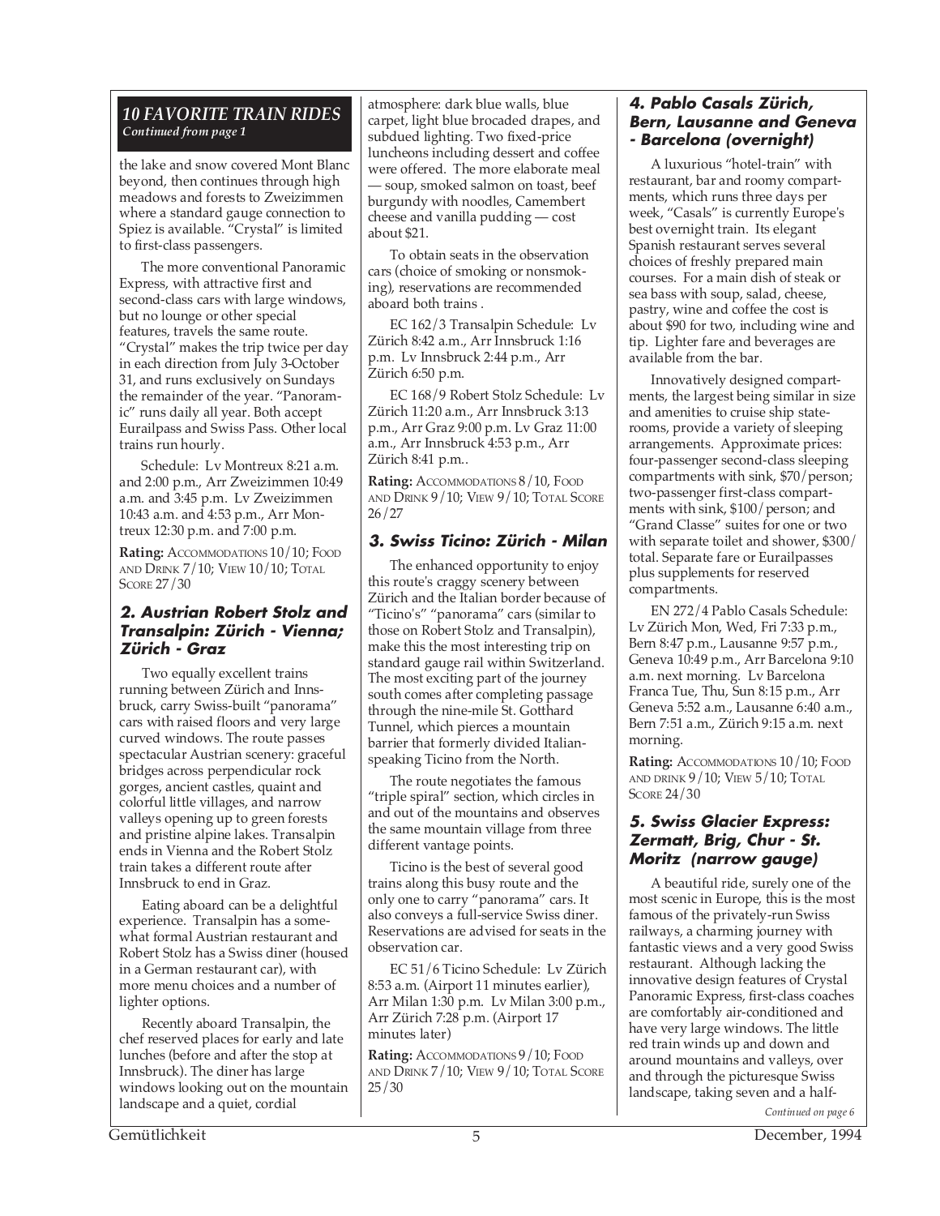## 10 FAVORITE TRAIN RIDES

*Continued from page 1*

the lake and snow covered Mont Blanc beyond, then continues through high meadows and forests to Zweizimmen where a standard gauge connection to Spiez is available. "Crystal" is limited to first-class passengers.

The more conventional Panoramic Express, with attractive first and second-class cars with large windows, but no lounge or other special features, travels the same route. "Crystal" makes the trip twice per day in each direction from July 3-October 31, and runs exclusively on Sundays the remainder of the year. "Panoramic" runs daily all year. Both accept Eurailpass and Swiss Pass. Other local trains run hourly.

Schedule: Lv Montreux 8:21 a.m. and 2:00 p.m., Arr Zweizimmen 10:49 a.m. and 3:45 p.m. Lv Zweizimmen 10:43 a.m. and 4:53 p.m., Arr Montreux 12:30 p.m. and 7:00 p.m.

**Rating:** ACCOMMODATIONS 10/10; FOOD AND DRINK 7/10; VIEW 10/10; TOTAL SCORE 27/30

### 2. Austrian Robert Stolz and Transalpin: Zürich - Vienna; Zürich - Graz

Two equally excellent trains running between Zürich and Innsbruck, carry Swiss-built "panorama" cars with raised floors and very large curved windows. The route passes spectacular Austrian scenery: graceful bridges across perpendicular rock gorges, ancient castles, quaint and colorful little villages, and narrow valleys opening up to green forests and pristine alpine lakes. Transalpin ends in Vienna and the Robert Stolz train takes a different route after Innsbruck to end in Graz.

Eating aboard can be a delightful experience. Transalpin has a somewhat formal Austrian restaurant and Robert Stolz has a Swiss diner (housed in a German restaurant car), with more menu choices and a number of lighter options.

Recently aboard Transalpin, the chef reserved places for early and late lunches (before and after the stop at Innsbruck). The diner has large windows looking out on the mountain landscape and a quiet, cordial atmosphere: dark blue walls, blue carpet, light blue brocaded drapes, and subdued lighting. Two fixed-price luncheons including dessert and coffee were offered. The more elaborate meal — soup, smoked salmon on toast, beef burgundy with noodles, Camembert cheese and vanilla pudding — cost about $21.

To obtain seats in the observation cars (choice of smoking or nonsmoking), reservations are recommended aboard both trains .

EC 162/3 Transalpin Schedule: Lv Zürich 8:42 a.m., Arr Innsbruck 1:16 p.m. Lv Innsbruck 2:44 p.m., Arr Zürich 6:50 p.m.

EC 168/9 Robert Stolz Schedule: Lv Zürich 11:20 a.m., Arr Innsbruck 3:13 p.m., Arr Graz 9:00 p.m. Lv Graz 11:00 a.m., Arr Innsbruck 4:53 p.m., Arr Zürich 8:41 p.m..

**Rating:** ACCOMMODATIONS 8/10, FOOD AND DRINK 9/10; VIEW 9/10; TOTAL SCORE 26/27

### 3. Swiss Ticino: Zürich - Milan

The enhanced opportunity to enjoy this route's craggy scenery between Zürich and the Italian border because of "Ticino's" "panorama" cars (similar to those on Robert Stolz and Transalpin), make this the most interesting trip on standard gauge rail within Switzerland. The most exciting part of the journey south comes after completing passage through the nine-mile St. Gotthard Tunnel, which pierces a mountain barrier that formerly divided Italian-speaking Ticino from the North.

The route negotiates the famous "triple spiral" section, which circles in and out of the mountains and observes the same mountain village from three different vantage points.

Ticino is the best of several good trains along this busy route and the only one to carry "panorama" cars. It also conveys a full-service Swiss diner. Reservations are advised for seats in the observation car.

EC 51/6 Ticino Schedule: Lv Zürich 8:53 a.m. (Airport 11 minutes earlier), Arr Milan 1:30 p.m. Lv Milan 3:00 p.m., Arr Zürich 7:28 p.m. (Airport 17 minutes later)

**Rating:** ACCOMMODATIONS 9/10; FOOD AND DRINK 7/10; VIEW 9/10; TOTAL SCORE 25/30

### 4. Pablo Casals Zürich, Bern, Lausanne and Geneva - Barcelona (overnight)

A luxurious "hotel-train" with restaurant, bar and roomy compartments, which runs three days per week, "Casals" is currently Europe's best overnight train. Its elegant Spanish restaurant serves several choices of freshly prepared main courses. For a main dish of steak or sea bass with soup, salad, cheese, pastry, wine and coffee the cost is about $90 for two, including wine and tip. Lighter fare and beverages are available from the bar.

Innovatively designed compartments, the largest being similar in size and amenities to cruise ship staterooms, provide a variety of sleeping arrangements. Approximate prices: four-passenger second-class sleeping compartments with sink, $70/person; two-passenger first-class compartments with sink, $100/person; and "Grand Classe" suites for one or two with separate toilet and shower, $300/total. Separate fare or Eurailpasses plus supplements for reserved compartments.

EN 272/4 Pablo Casals Schedule: Lv Zürich Mon, Wed, Fri 7:33 p.m., Bern 8:47 p.m., Lausanne 9:57 p.m., Geneva 10:49 p.m., Arr Barcelona 9:10 a.m. next morning. Lv Barcelona Franca Tue, Thu, Sun 8:15 p.m., Arr Geneva 5:52 a.m., Lausanne 6:40 a.m., Bern 7:51 a.m., Zürich 9:15 a.m. next morning.

**Rating:** ACCOMMODATIONS 10/10; FOOD AND DRINK 9/10; VIEW 5/10; TOTAL SCORE 24/30

### 5. Swiss Glacier Express: Zermatt, Brig, Chur - St. Moritz (narrow gauge)

A beautiful ride, surely one of the most scenic in Europe, this is the most famous of the privately-run Swiss railways, a charming journey with fantastic views and a very good Swiss restaurant. Although lacking the innovative design features of Crystal Panoramic Express, first-class coaches are comfortably air-conditioned and have very large windows. The little red train winds up and down and around mountains and valleys, over and through the picturesque Swiss landscape, taking seven and a half-

*Continued on page 6*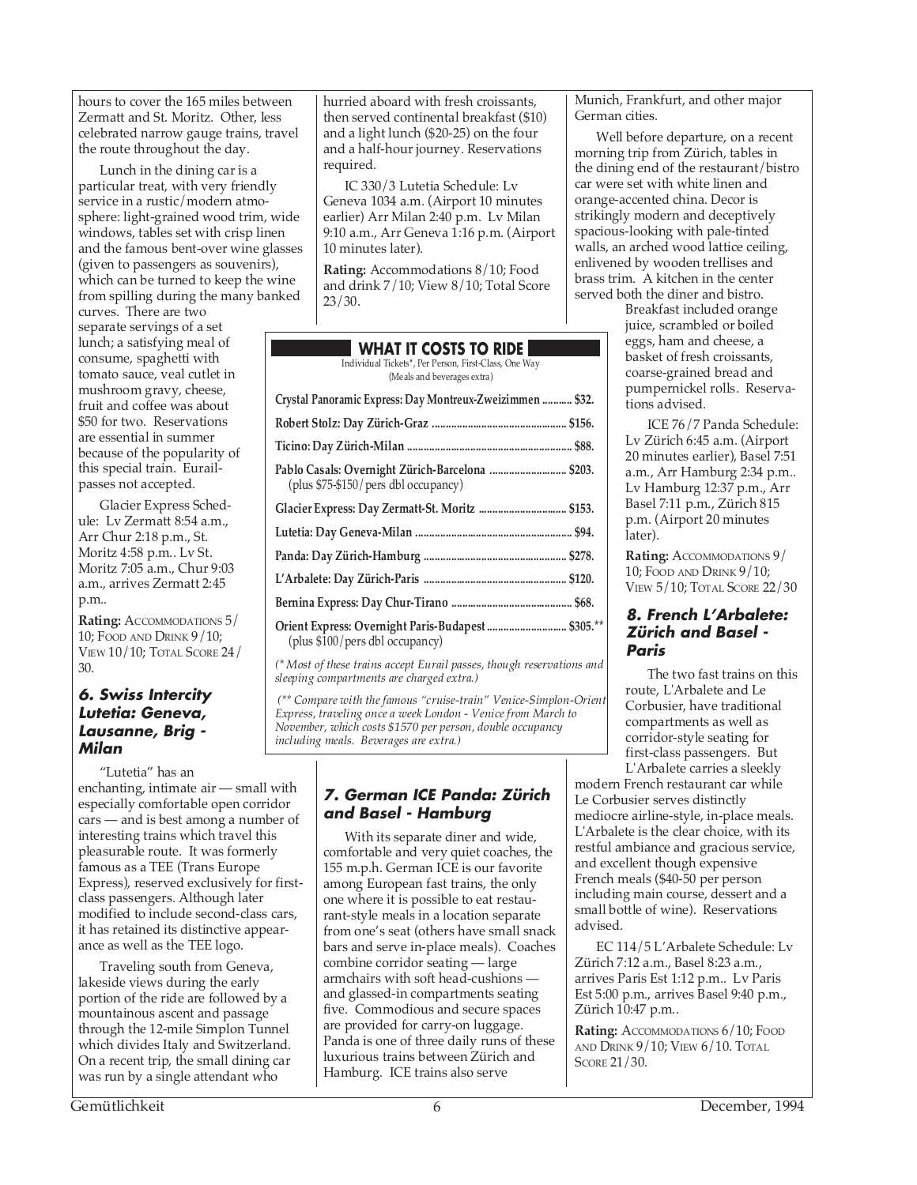hours to cover the 165 miles between Zermatt and St. Moritz. Other, less celebrated narrow gauge trains, travel the route throughout the day.

Lunch in the dining car is a particular treat, with very friendly service in a rustic/modern atmosphere: light-grained wood trim, wide windows, tables set with crisp linen and the famous bent-over wine glasses (given to passengers as souvenirs), which can be turned to keep the wine from spilling during the many banked curves. There are two separate servings of a set lunch; a satisfying meal of consume, spaghetti with tomato sauce, veal cutlet in mushroom gravy, cheese, fruit and coffee was about $50 for two. Reservations are essential in summer because of the popularity of this special train. Eurailpasses not accepted.

Glacier Express Schedule: Lv Zermatt 8:54 a.m., Arr Chur 2:18 p.m., St. Moritz 4:58 p.m.. Lv St. Moritz 7:05 a.m., Chur 9:03 a.m., arrives Zermatt 2:45 p.m..

**Rating:** ACCOMMODATIONS 5/10; FOOD AND DRINK 9/10; VIEW 10/10; TOTAL SCORE 24/30.

### 6. Swiss Intercity Lutetia: Geneva, Lausanne, Brig - Milan

"Lutetia" has an enchanting, intimate air — small with especially comfortable open corridor cars — and is best among a number of interesting trains which travel this pleasurable route. It was formerly famous as a TEE (Trans Europe Express), reserved exclusively for first-class passengers. Although later modified to include second-class cars, it has retained its distinctive appearance as well as the TEE logo.

Traveling south from Geneva, lakeside views during the early portion of the ride are followed by a mountainous ascent and passage through the 12-mile Simplon Tunnel which divides Italy and Switzerland. On a recent trip, the small dining car was run by a single attendant who hurried aboard with fresh croissants, then served continental breakfast ($10) and a light lunch ($20-25) on the four and a half-hour journey. Reservations required.

IC 330/3 Lutetia Schedule: Lv Geneva 1034 a.m. (Airport 10 minutes earlier) Arr Milan 2:40 p.m. Lv Milan 9:10 a.m., Arr Geneva 1:16 p.m. (Airport 10 minutes later).

**Rating:** Accommodations 8/10; Food and drink 7/10; View 8/10; Total Score 23/30.

**WHAT IT COSTS TO RIDE**

Individual Tickets*, Per Person, First-Class, One Way (Meals and beverages extra)

| Train | Cost |
|---|---|
| Crystal Panoramic Express: Day Montreux-Zweizimmen | $32. |
| Robert Stolz: Day Zürich-Graz | $156. |
| Ticino: Day Zürich-Milan | $88. |
| Pablo Casals: Overnight Zürich-Barcelona (plus $75-$150/pers dbl occupancy) | $203. |
| Glacier Express: Day Zermatt-St. Moritz | $153. |
| Lutetia: Day Geneva-Milan | $94. |
| Panda: Day Zürich-Hamburg | $278. |
| L'Arbalete: Day Zürich-Paris | $120. |
| Bernina Express: Day Chur-Tirano | $68. |
| Orient Express: Overnight Paris-Budapest (plus $100/pers dbl occupancy) | $305.** |

*(* Most of these trains accept Eurail passes, though reservations and sleeping compartments are charged extra.)*

*(** Compare with the famous "cruise-train" Venice-Simplon-Orient Express, traveling once a week London - Venice from March to November, which costs $1570 per person, double occupancy including meals. Beverages are extra.)*

### 7. German ICE Panda: Zürich and Basel - Hamburg

With its separate diner and wide, comfortable and very quiet coaches, the 155 m.p.h. German ICE is our favorite among European fast trains, the only one where it is possible to eat restaurant-style meals in a location separate from one's seat (others have small snack bars and serve in-place meals). Coaches combine corridor seating — large armchairs with soft head-cushions — and glassed-in compartments seating five. Commodious and secure spaces are provided for carry-on luggage. Panda is one of three daily runs of these luxurious trains between Zürich and Hamburg. ICE trains also serve Munich, Frankfurt, and other major German cities.

Well before departure, on a recent morning trip from Zürich, tables in the dining end of the restaurant/bistro car were set with white linen and orange-accented china. Decor is strikingly modern and deceptively spacious-looking with pale-tinted walls, an arched wood lattice ceiling, enlivened by wooden trellises and brass trim. A kitchen in the center served both the diner and bistro.

Breakfast included orange juice, scrambled or boiled eggs, ham and cheese, a basket of fresh croissants, coarse-grained bread and pumpernickel rolls. Reservations advised.

ICE 76/7 Panda Schedule: Lv Zürich 6:45 a.m. (Airport 20 minutes earlier), Basel 7:51 a.m., Arr Hamburg 2:34 p.m.. Lv Hamburg 12:37 p.m., Arr Basel 7:11 p.m., Zürich 815 p.m. (Airport 20 minutes later).

**Rating:** ACCOMMODATIONS 9/10; FOOD AND DRINK 9/10; VIEW 5/10; TOTAL SCORE 22/30

### 8. French L'Arbalete: Zürich and Basel - Paris

The two fast trains on this route, L'Arbalete and Le Corbusier, have traditional compartments as well as corridor-style seating for first-class passengers. But L'Arbalete carries a sleekly modern French restaurant car while Le Corbusier serves distinctly mediocre airline-style, in-place meals. L'Arbalete is the clear choice, with its restful ambiance and gracious service, and excellent though expensive French meals ($40-50 per person including main course, dessert and a small bottle of wine). Reservations advised.

EC 114/5 L'Arbalete Schedule: Lv Zürich 7:12 a.m., Basel 8:23 a.m., arrives Paris Est 1:12 p.m.. Lv Paris Est 5:00 p.m., arrives Basel 9:40 p.m., Zürich 10:47 p.m..

**Rating:** ACCOMMODATIONS 6/10; FOOD AND DRINK 9/10; VIEW 6/10. TOTAL SCORE 21/30.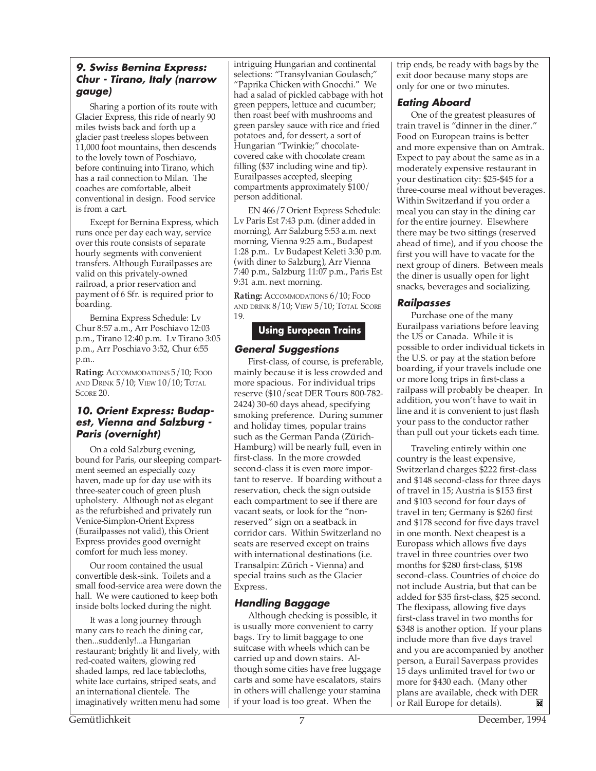### 9. Swiss Bernina Express: Chur - Tirano, Italy (narrow gauge)

Sharing a portion of its route with Glacier Express, this ride of nearly 90 miles twists back and forth up a glacier past treeless slopes between 11,000 foot mountains, then descends to the lovely town of Poschiavo, before continuing into Tirano, which has a rail connection to Milan. The coaches are comfortable, albeit conventional in design. Food service is from a cart.

Except for Bernina Express, which runs once per day each way, service over this route consists of separate hourly segments with convenient transfers. Although Eurailpasses are valid on this privately-owned railroad, a prior reservation and payment of 6 Sfr. is required prior to boarding.

Bernina Express Schedule: Lv Chur 8:57 a.m., Arr Poschiavo 12:03 p.m., Tirano 12:40 p.m. Lv Tirano 3:05 p.m., Arr Poschiavo 3:52, Chur 6:55 p.m..

**Rating:** ACCOMMODATIONS 5/10; FOOD AND DRINK 5/10; VIEW 10/10; TOTAL SCORE 20.

### 10. Orient Express: Budapest, Vienna and Salzburg - Paris (overnight)

On a cold Salzburg evening, bound for Paris, our sleeping compartment seemed an especially cozy haven, made up for day use with its three-seater couch of green plush upholstery. Although not as elegant as the refurbished and privately run Venice-Simplon-Orient Express (Eurailpasses not valid), this Orient Express provides good overnight comfort for much less money.

Our room contained the usual convertible desk-sink. Toilets and a small food-service area were down the hall. We were cautioned to keep both inside bolts locked during the night.

It was a long journey through many cars to reach the dining car, then...suddenly!...a Hungarian restaurant; brightly lit and lively, with red-coated waiters, glowing red shaded lamps, red lace tablecloths, white lace curtains, striped seats, and an international clientele. The imaginatively written menu had some intriguing Hungarian and continental selections: "Transylvanian Goulasch;" "Paprika Chicken with Gnocchi." We had a salad of pickled cabbage with hot green peppers, lettuce and cucumber; then roast beef with mushrooms and green parsley sauce with rice and fried potatoes and, for dessert, a sort of Hungarian "Twinkie;" chocolate-covered cake with chocolate cream filling ($37 including wine and tip). Eurailpasses accepted, sleeping compartments approximately $100/person additional.

EN 466/7 Orient Express Schedule: Lv Paris Est 7:43 p.m. (diner added in morning), Arr Salzburg 5:53 a.m. next morning, Vienna 9:25 a.m., Budapest 1:28 p.m.. Lv Budapest Keleti 3:30 p.m. (with diner to Salzburg), Arr Vienna 7:40 p.m., Salzburg 11:07 p.m., Paris Est 9:31 a.m. next morning.

**Rating:** ACCOMMODATIONS 6/10; FOOD AND DRINK 8/10; VIEW 5/10; TOTAL SCORE 19.

## Using European Trains

### General Suggestions

First-class, of course, is preferable, mainly because it is less crowded and more spacious. For individual trips reserve ($10/seat DER Tours 800-782-2424) 30-60 days ahead, specifying smoking preference. During summer and holiday times, popular trains such as the German Panda (Zürich-Hamburg) will be nearly full, even in first-class. In the more crowded second-class it is even more important to reserve. If boarding without a reservation, check the sign outside each compartment to see if there are vacant seats, or look for the "non-reserved" sign on a seatback in corridor cars. Within Switzerland no seats are reserved except on trains with international destinations (i.e. Transalpin: Zürich - Vienna) and special trains such as the Glacier Express.

### Handling Baggage

Although checking is possible, it is usually more convenient to carry bags. Try to limit baggage to one suitcase with wheels which can be carried up and down stairs. Although some cities have free luggage carts and some have escalators, stairs in others will challenge your stamina if your load is too great. When the trip ends, be ready with bags by the exit door because many stops are only for one or two minutes.

### Eating Aboard

One of the greatest pleasures of train travel is "dinner in the diner." Food on European trains is better and more expensive than on Amtrak. Expect to pay about the same as in a moderately expensive restaurant in your destination city: $25-$45 for a three-course meal without beverages. Within Switzerland if you order a meal you can stay in the dining car for the entire journey. Elsewhere there may be two sittings (reserved ahead of time), and if you choose the first you will have to vacate for the next group of diners. Between meals the diner is usually open for light snacks, beverages and socializing.

### Railpasses

Purchase one of the many Eurailpass variations before leaving the US or Canada. While it is possible to order individual tickets in the U.S. or pay at the station before boarding, if your travels include one or more long trips in first-class a railpass will probably be cheaper. In addition, you won't have to wait in line and it is convenient to just flash your pass to the conductor rather than pull out your tickets each time.

Traveling entirely within one country is the least expensive, Switzerland charges $222 first-class and $148 second-class for three days of travel in 15; Austria is $153 first and $103 second for four days of travel in ten; Germany is $260 first and $178 second for five days travel in one month. Next cheapest is a Europass which allows five days travel in three countries over two months for $280 first-class, $198 second-class. Countries of choice do not include Austria, but that can be added for $35 first-class, $25 second. The flexipass, allowing five days first-class travel in two months for $348 is another option. If your plans include more than five days travel and you are accompanied by another person, a Eurail Saverpass provides 15 days unlimited travel for two or more for $430 each. (Many other plans are available, check with DER or Rail Europe for details).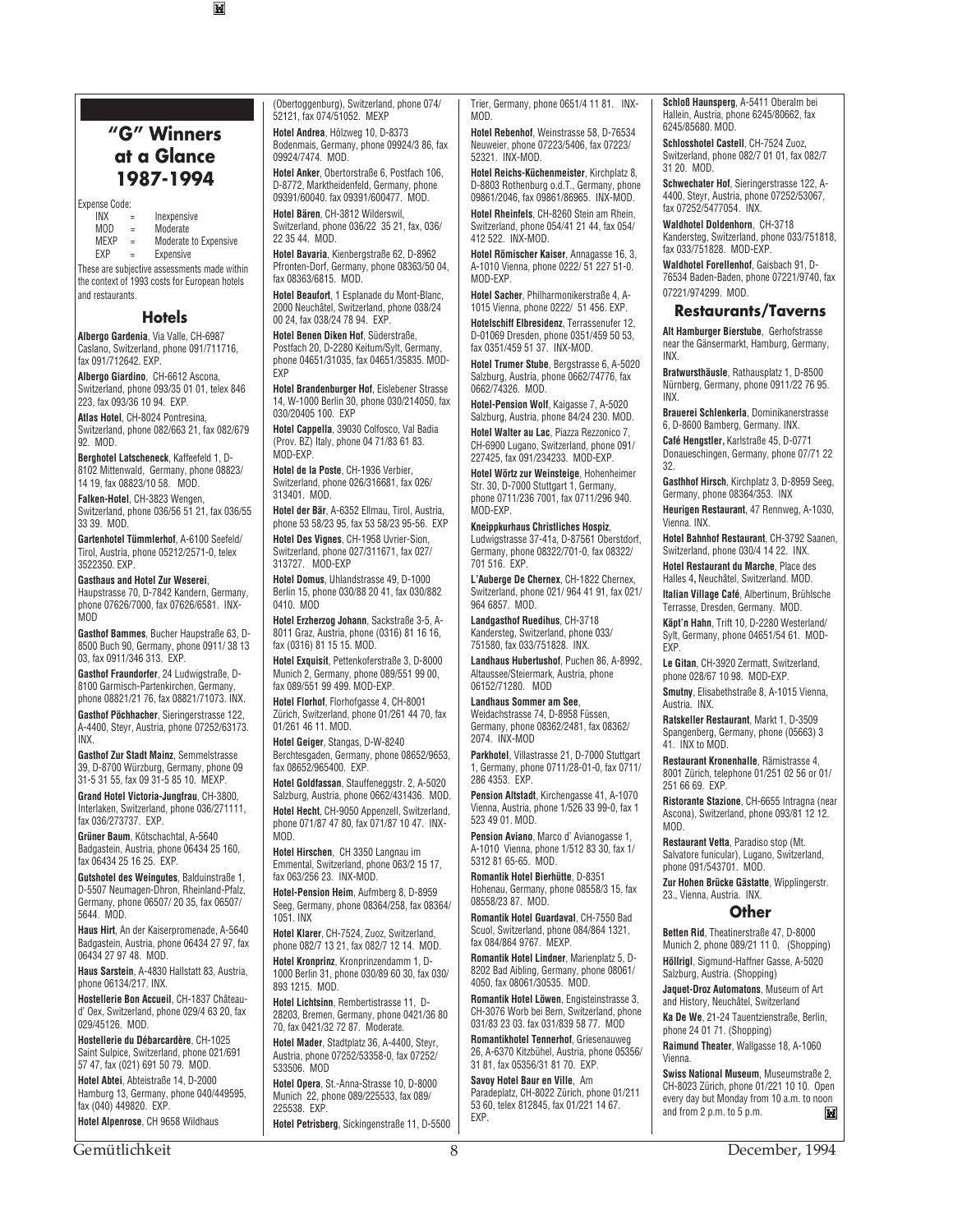## "G" Winners at a Glance 1987-1994

Expense Code:

| | | |
|---|---|---|
| INX | = | Inexpensive |
| MOD | = | Moderate |
| MEXP | = | Moderate to Expensive |
| EXP | = | Expensive |

These are subjective assessments made within the context of 1993 costs for European hotels and restaurants.

### Hotels

**Albergo Gardenia**, Via Valle, CH-6987 Caslano, Switzerland, phone 091/711716, fax 091/712642. EXP.

**Albergo Giardino**, CH-6612 Ascona, Switzerland, phone 093/35 01 01, telex 846 223, fax 093/36 10 94. EXP.

**Atlas Hotel**, CH-8024 Pontresina, Switzerland, phone 082/663 21, fax 082/679 92. MOD.

**Berghotel Latscheneck**, Kaffeefeld 1, D-8102 Mittenwald, Germany, phone 08823/ 14 19, fax 08823/10 58. MOD.

**Falken-Hotel**, CH-3823 Wengen, Switzerland, phone 036/56 51 21, fax 036/55 33 39. MOD.

**Gartenhotel Tümmlerhof**, A-6100 Seefeld/ Tirol, Austria, phone 05212/2571-0, telex 3522350. EXP.

**Gasthaus and Hotel Zur Weserei**, Haupstrasse 70, D-7842 Kandern, Germany, phone 07626/7000, fax 07626/6581. INX-MOD

**Gasthof Bammes**, Bucher Hauptstraße 63, D-8500 Buch 90, Germany, phone 0911/ 38 13 03, fax 0911/346 313. EXP.

**Gasthof Fraundorfer**, 24 Ludwigstraße, D-8100 Garmisch-Partenkirchen, Germany, phone 08821/21 76, fax 08821/71073. INX.

**Gasthof Pöchhacker**, Sieringerstrasse 122, A-4400, Steyr, Austria, phone 07252/63173. INX.

**Gasthof Zur Stadt Mainz**, Semmelstrasse 39, D-8700 Würzburg, Germany, phone 09 31-5 31 55, fax 09 31-5 85 10. MEXP.

**Grand Hotel Victoria-Jungfrau**, CH-3800, Interlaken, Switzerland, phone 036/271111, fax 036/273737. EXP.

**Grüner Baum**, Kötschachtal, A-5640 Badgastein, Austria, phone 06434 25 160, fax 06434 25 16 25. EXP.

**Gutshotel des Weingutes**, Balduinstraße 1, D-5507 Neumagen-Dhron, Rheinland-Pfalz, Germany, phone 06507/ 20 35, fax 06507/ 5644. MOD.

**Haus Hirt**, An der Kaiserpromenade, A-5640 Badgastein, Austria, phone 06434 27 97, fax 06434 27 97 48. MOD.

**Haus Sarstein**, A-4830 Hallstatt 83, Austria, phone 06134/217. INX.

**Hostellerie Bon Accueil**, CH-1837 Château-d' Oex, Switzerland, phone 029/4 63 20, fax 029/45126. MOD.

**Hostellerie du Débarcardère**, CH-1025 Saint Sulpice, Switzerland, phone 021/691 57 47, fax (021) 691 50 79. MOD.

**Hotel Abtei**, Abteistraße 14, D-2000 Hamburg 13, Germany, phone 040/449595, fax (040) 449820. EXP.

**Hotel Alpenrose**, CH 9658 Wildhaus (Obertoggenburg), Switzerland, phone 074/ 52121, fax 074/51052. MEXP

**Hotel Andrea**, Hölzweg 10, D-8373 Bodenmais, Germany, phone 09924/3 86, fax 09924/7474. MOD.

**Hotel Anker**, Obertorstraße 6, Postfach 106, D-8772, Marktheidenfeld, Germany, phone 09391/60040. fax 09391/600477. MOD.

**Hotel Bären**, CH-3812 Wilderswil, Switzerland, phone 036/22 35 21, fax, 036/ 22 35 44. MOD.

**Hotel Bavaria**, Kienbergstraße 62, D-8962 Pfronten-Dorf, Germany, phone 08363/50 04, fax 08363/6815. MOD.

**Hotel Beaufort**, 1 Esplanade du Mont-Blanc, 2000 Neuchâtel, Switzerland, phone 038/24 00 24, fax 038/24 78 94. EXP.

**Hotel Benen Diken Hof**, Süderstraße, Postfach 20, D-2280 Keitum/Sylt, Germany, phone 04651/31035, fax 04651/35835. MOD-EXP

**Hotel Brandenburger Hof**, Eislebener Strasse 14, W-1000 Berlin 30, phone 030/214050, fax 030/20405 100. EXP

**Hotel Cappella**, 39030 Colfosco, Val Badia (Prov. BZ) Italy, phone 04 71/83 61 83. MOD-EXP.

**Hotel de la Poste**, CH-1936 Verbier, Switzerland, phone 026/316681, fax 026/ 313401. MOD.

**Hotel der Bär**, A-6352 Ellmau, Tirol, Austria, phone 53 58/23 95, fax 53 58/23 95-56. EXP

**Hotel Des Vignes**, CH-1958 Uvrier-Sion, Switzerland, phone 027/311671, fax 027/ 313727. MOD-EXP

**Hotel Domus**, Uhlandstrasse 49, D-1000 Berlin 15, phone 030/88 20 41, fax 030/882 0410. MOD

**Hotel Erzherzog Johann**, Sackstraße 3-5, A-8011 Graz, Austria, phone (0316) 81 16 16, fax (0316) 81 15 15. MOD.

**Hotel Exquisit**, Pettenkoferstraße 3, D-8000 Munich 2, Germany, phone 089/551 99 00, fax 089/551 99 499. MOD-EXP.

**Hotel Florhof**, Florhofgasse 4, CH-8001 Zürich, Switzerland, phone 01/261 44 70, fax 01/261 46 11. MOD.

**Hotel Geiger**, Stangas, D-W-8240 Berchtesgaden, Germany, phone 08652/9653, fax 08652/965400. EXP.

**Hotel Goldfassan**, Stauffeneggstr. 2, A-5020 Salzburg, Austria, phone 0662/431436. MOD.

**Hotel Hecht**, CH-9050 Appenzell, Switzerland, phone 071/87 47 80, fax 071/87 10 47. INX-MOD.

**Hotel Hirschen**, CH 3350 Langnau im Emmental, Switzerland, phone 063/2 15 17, fax 063/256 23. INX-MOD.

**Hotel-Pension Heim**, Aufmberg 8, D-8959 Seeg, Germany, phone 08364/258, fax 08364/ 1051. INX

**Hotel Klarer**, CH-7524, Zuoz, Switzerland, phone 082/7 13 21, fax 082/7 12 14. MOD.

**Hotel Kronprinz**, Kronprinzendamm 1, D-1000 Berlin 31, phone 030/89 60 30, fax 030/ 893 1215. MOD.

**Hotel Lichtsinn**, Rembertistrasse 11, D-28203, Bremen, Germany, phone 0421/36 80 70, fax 0421/32 72 87. Moderate.

**Hotel Mader**, Stadtplatz 36, A-4400, Steyr, Austria, phone 07252/53358-0, fax 07252/ 533506. MOD

**Hotel Opera**, St.-Anna-Strasse 10, D-8000 Munich 22, phone 089/225533, fax 089/ 225538. EXP.

**Hotel Petrisberg**, Sickingenstraße 11, D-5500 Trier, Germany, phone 0651/4 11 81. INX-MOD.

**Hotel Rebenhof**, Weinstrasse 58, D-76534 Neuweier, phone 07223/5406, fax 07223/ 52321. INX-MOD.

**Hotel Reichs-Küchenmeister**, Kirchplatz 8, D-8803 Rothenburg o.d.T., Germany, phone 09861/2046, fax 09861/86965. INX-MOD.

**Hotel Rheinfels**, CH-8260 Stein am Rhein, Switzerland, phone 054/41 21 44, fax 054/ 412 522. INX-MOD.

**Hotel Römischer Kaiser**, Annagasse 16, 3, A-1010 Vienna, phone 0222/ 51 227 51-0. MOD-EXP.

**Hotel Sacher**, Philharmonikerstraße 4, A-1015 Vienna, phone 0222/ 51 456. EXP.

**Hotelschiff Elbresidenz**, Terrassenufer 12, D-01069 Dresden, phone 0351/459 50 53, fax 0351/459 51 37. INX-MOD.

**Hotel Trumer Stube**, Bergstrasse 6, A-5020 Salzburg, Austria, phone 0662/74776, fax 0662/74326. MOD.

**Hotel-Pension Wolf**, Kaigasse 7, A-5020 Salzburg, Austria, phone 84/24 230. MOD.

**Hotel Walter au Lac**, Piazza Rezzonico 7, CH-6900 Lugano, Switzerland, phone 091/ 227425, fax 091/234233. MOD-EXP.

**Hotel Wörtz zur Weinsteige**, Hohenheimer Str. 30, D-7000 Stuttgart 1, Germany, phone 0711/236 7001, fax 0711/296 940. MOD-EXP.

**Kneippkurhaus Christliches Hospiz**, Ludwigstrasse 37-41a, D-87561 Oberstdorf, Germany, phone 08322/701-0, fax 08322/ 701 516. EXP.

**L'Auberge De Chernex**, CH-1822 Chernex, Switzerland, phone 021/ 964 41 91, fax 021/ 964 6857. MOD.

**Landgasthof Ruedihus**, CH-3718 Kandersteg, Switzerland, phone 033/ 751580, fax 033/751828. INX.

**Landhaus Hubertushof**, Puchen 86, A-8992, Altaussee/Steiermark, Austria, phone 06152/71280. MOD

**Landhaus Sommer am See**, Weidachstrasse 74, D-8958 Füssen, Germany, phone 08362/2481, fax 08362/ 2074. INX-MOD

**Parkhotel**, Villastrasse 21, D-7000 Stuttgart 1, Germany, phone 0711/28-01-0, fax 0711/ 286 4353. EXP.

**Pension Altstadt**, Kirchengasse 41, A-1070 Vienna, Austria, phone 1/526 33 99-0, fax 1 523 49 01. MOD.

**Pension Aviano**, Marco d' Avianogasse 1, A-1010 Vienna, phone 1/512 83 30, fax 1/ 5312 81 65-65. MOD.

**Romantik Hotel Bierhütte**, D-8351 Hohenau, Germany, phone 08558/3 15, fax 08558/23 87. MOD.

**Romantik Hotel Guardaval**, CH-7550 Bad Scuol, Switzerland, phone 084/864 1321, fax 084/864 9767. MEXP.

**Romantik Hotel Lindner**, Marienplatz 5, D-8202 Bad Aibling, Germany, phone 08061/ 4050, fax 08061/30535. MOD.

**Romantik Hotel Löwen**, Engisteinstrasse 3, CH-3076 Worb bei Bern, Switzerland, phone 031/83 23 03. fax 031/839 58 77. MOD

**Romantikhotel Tennerhof**, Griesenauweg 26, A-6370 Kitzbühel, Austria, phone 05356/ 31 81, fax 05356/31 81 70. EXP.

**Savoy Hotel Baur en Ville**, Am Paradeplatz, CH-8022 Zürich, phone 01/211 53 60, telex 812845, fax 01/221 14 67. EXP.

**Schloß Haunsperg**, A-5411 Oberalm bei Hallein, Austria, phone 6245/80662, fax 6245/85680. MOD.

**Schlosshotel Castell**, CH-7524 Zuoz, Switzerland, phone 082/7 01 01, fax 082/7 31 20. MOD.

**Schwechater Hof**, Sieringerstrasse 122, A-4400, Steyr, Austria, phone 07252/53067, fax 07252/5477054. INX.

**Waldhotel Doldenhorn**, CH-3718 Kandersteg, Switzerland, phone 033/751818, fax 033/751828. MOD-EXP.

**Waldhotel Forellenhof**, Gaisbach 91, D-76534 Baden-Baden, phone 07221/9740, fax 07221/974299. MOD.

### Restaurants/Taverns

**Alt Hamburger Bierstube**, Gerhofstrasse near the Gänsermarkt, Hamburg, Germany, INX.

**Bratwursthäusle**, Rathausplatz 1, D-8500 Nürnberg, Germany, phone 0911/22 76 95. INX.

**Brauerei Schlenkerla**, Dominikanerstrasse 6, D-8600 Bamberg, Germany. INX.

**Café Hengstler**, Karlstraße 45, D-0771 Donaueschingen, Germany, phone 07/71 22 32.

**Gasthhof Hirsch**, Kirchplatz 3, D-8959 Seeg, Germany, phone 08364/353. INX

**Heurigen Restaurant**, 47 Rennweg, A-1030, Vienna. INX.

**Hotel Bahnhof Restaurant**, CH-3792 Saanen, Switzerland, phone 030/4 14 22. INX.

**Hotel Restaurant du Marche**, Place des Halles 4, Neuchâtel, Switzerland. MOD.

**Italian Village Café**, Albertinum, Brühlsche Terrasse, Dresden, Germany. MOD.

**Käpt'n Hahn**, Trift 10, D-2280 Westerland/ Sylt, Germany, phone 04651/54 61. MOD-EXP.

**Le Gitan**, CH-3920 Zermatt, Switzerland, phone 028/67 10 98. MOD-EXP.

**Smutny**, Elisabethstraße 8, A-1015 Vienna, Austria. INX.

**Ratskeller Restaurant**, Markt 1, D-3509 Spangenberg, Germany, phone (05663) 3 41. INX to MOD.

**Restaurant Kronenhalle**, Rämistrasse 4, 8001 Zürich, telephone 01/251 02 56 or 01/ 251 66 69. EXP.

**Ristorante Stazione**, CH-6655 Intragna (near Ascona), Switzerland, phone 093/81 12 12. MOD.

**Restaurant Vetta**, Paradiso stop (Mt. Salvatore funicular), Lugano, Switzerland, phone 091/543701. MOD.

**Zur Hohen Brücke Gästatte**, Wipplingerstr. 23., Vienna, Austria. INX.

### Other

**Betten Rid**, Theatinerstraße 47, D-8000 Munich 2, phone 089/21 11 0. (Shopping)

**Höllrigl**, Sigmund-Haffner Gasse, A-5020 Salzburg, Austria. (Shopping)

**Jaquet-Droz Automatons**, Museum of Art and History, Neuchâtel, Switzerland

**Ka De We**, 21-24 Tauentzienstraße, Berlin, phone 24 01 71. (Shopping)

**Raimund Theater**, Wallgasse 18, A-1060 Vienna.

**Swiss National Museum**, Museumstraße 2, CH-8023 Zürich, phone 01/221 10 10. Open every day but Monday from 10 a.m. to noon and from 2 p.m. to 5 p.m.